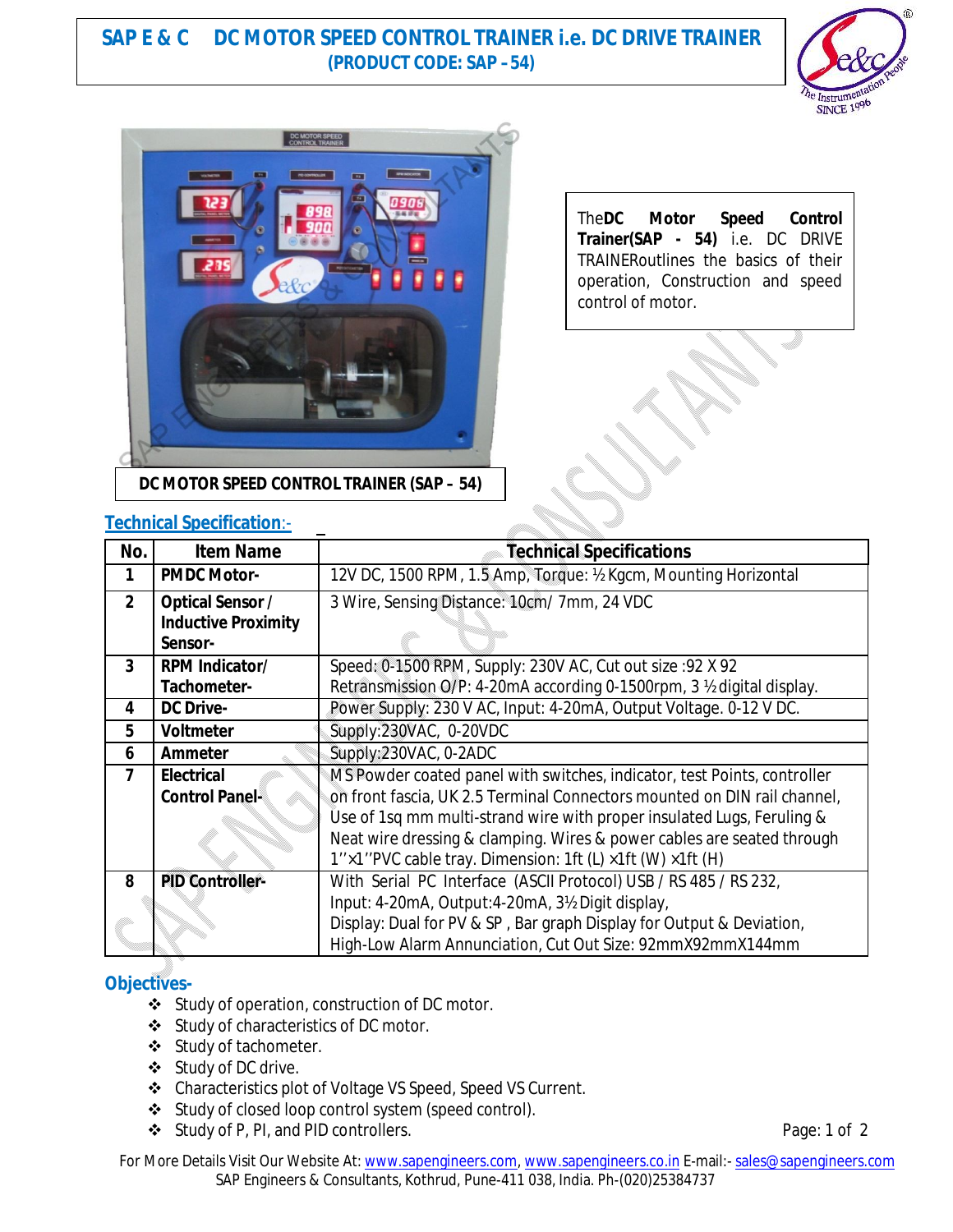# SAP E & C DC MOTOR SPEED CONTROL TRAINER i.e. DC DRIVE TRAINER

**(PRODUCT CODE: SAP – 54)**

**DC MOTOR SPEED CONTROL TRAINER (SAP – 54)**

The **DC Motor Speed Control Trainer(SAP - 54)** i.e. DC DRIVE TRAINER outlines the basics of their operation, Construction and speed control of motor.

## Technical Specification:-

| No. | Item Name | Technical Specifications |
|---|---|---|
| 1 | **PMDC Motor-** | 12V DC, 1500 RPM, 1.5 Amp, Torque: ½ Kgcm, Mounting Horizontal |
| 2 | **Optical Sensor / Inductive Proximity Sensor-** | 3 Wire, Sensing Distance: 10cm/ 7mm, 24 VDC |
| 3 | **RPM Indicator/ Tachometer-** | Speed: 0-1500 RPM, Supply: 230V AC, Cut out size :92 X 92<br>Retransmission O/P: 4-20mA according 0-1500rpm, 3 ½ digital display. |
| 4 | **DC Drive-** | Power Supply: 230 V AC, Input: 4-20mA, Output Voltage. 0-12 V DC. |
| 5 | **Voltmeter** | Supply:230VAC, 0-20VDC |
| 6 | **Ammeter** | Supply:230VAC, 0-2ADC |
| 7 | **Electrical Control Panel-** | MS Powder coated panel with switches, indicator, test Points, controller on front fascia, UK 2.5 Terminal Connectors mounted on DIN rail channel, Use of 1sq mm multi-strand wire with proper insulated Lugs, Feruling & Neat wire dressing & clamping. Wires & power cables are seated through 1''x1''PVC cable tray. Dimension: 1ft (L) x1ft (W) x1ft (H) |
| 8 | **PID Controller-** | With Serial PC Interface (ASCII Protocol) USB / RS 485 / RS 232,<br>Input: 4-20mA, Output:4-20mA, 3½ Digit display,<br>Display: Dual for PV & SP , Bar graph Display for Output & Deviation,<br>High-Low Alarm Annunciation, Cut Out Size: 92mmX92mmX144mm |

## Objectives-

- Study of operation, construction of DC motor.
- Study of characteristics of DC motor.
- Study of tachometer.
- Study of DC drive.
- Characteristics plot of Voltage VS Speed, Speed VS Current.
- Study of closed loop control system (speed control).
- Study of P, PI, and PID controllers.

For More Details Visit Our Website At: www.sapengineers.com, www.sapengineers.co.in E-mail:- sales@sapengineers.com
SAP Engineers & Consultants, Kothrud, Pune-411 038, India. Ph-(020)25384737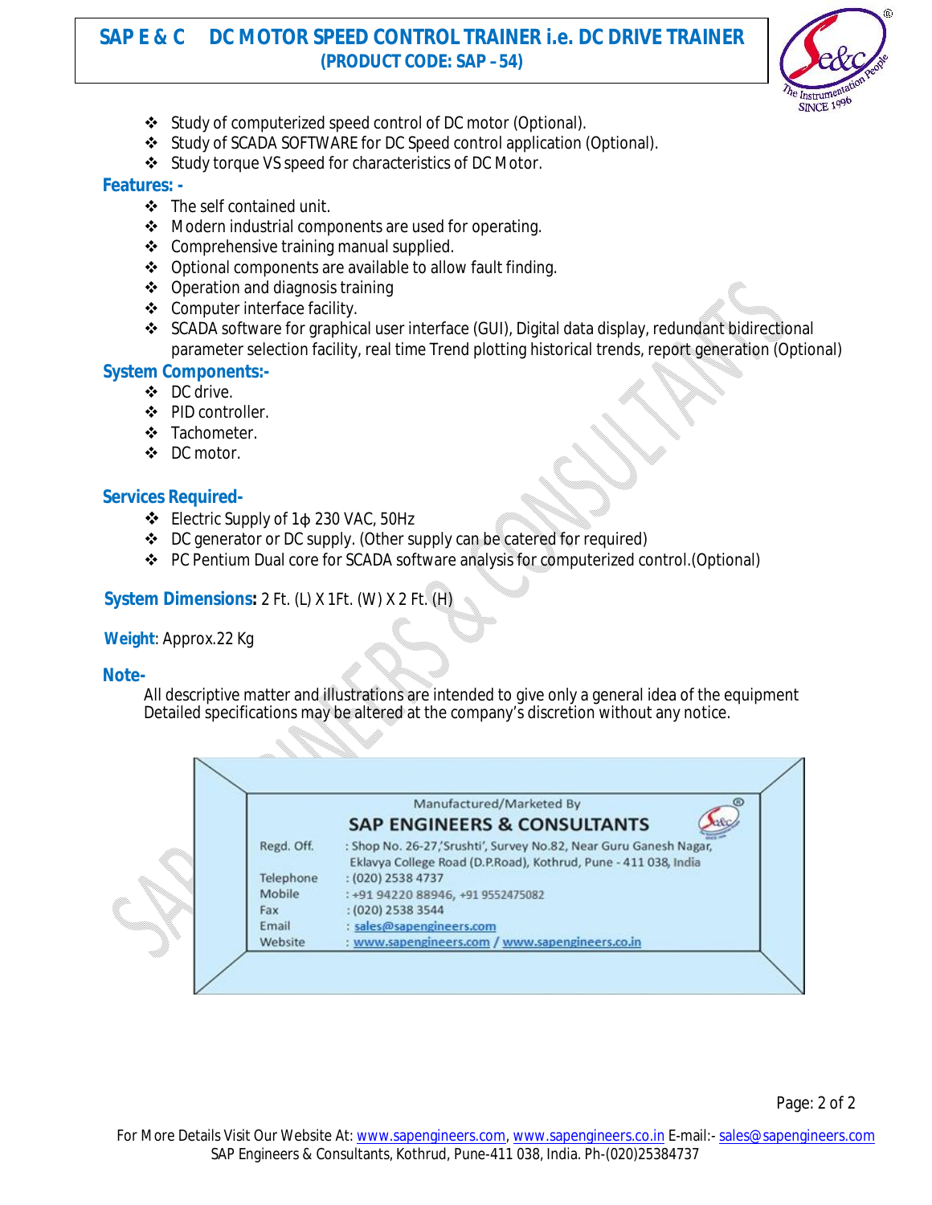- Study of computerized speed control of DC motor (Optional).
- Study of SCADA SOFTWARE for DC Speed control application (Optional).
- Study torque VS speed for characteristics of DC Motor.

## Features: -

- The self contained unit.
- Modern industrial components are used for operating.
- Comprehensive training manual supplied.
- Optional components are available to allow fault finding.
- Operation and diagnosis training
- Computer interface facility.
- SCADA software for graphical user interface (GUI), Digital data display, redundant bidirectional parameter selection facility, real time Trend plotting historical trends, report generation (Optional)

## System Components:-

- DC drive.
- PID controller.
- Tachometer.
- DC motor.

## Services Required-

- Electric Supply of 1ϕ 230 VAC, 50Hz
- DC generator or DC supply. (Other supply can be catered for required)
- PC Pentium Dual core for SCADA software analysis for computerized control.(Optional)

**System Dimensions:** 2 Ft. (L) X 1Ft. (W) X 2 Ft. (H)

**Weight**: Approx.22 Kg

## Note-

All descriptive matter and illustrations are intended to give only a general idea of the equipment Detailed specifications may be altered at the company's discretion without any notice.

Manufactured/Marketed By

**SAP ENGINEERS & CONSULTANTS**

| | |
|---|---|
| Regd. Off. | : Shop No. 26-27,'Srushti', Survey No.82, Near Guru Ganesh Nagar, Eklavya College Road (D.P.Road), Kothrud, Pune - 411 038, India |
| Telephone | : (020) 2538 4737 |
| Mobile | : +91 94220 88946, +91 9552475082 |
| Fax | : (020) 2538 3544 |
| Email | : sales@sapengineers.com |
| Website | : www.sapengineers.com / www.sapengineers.co.in |